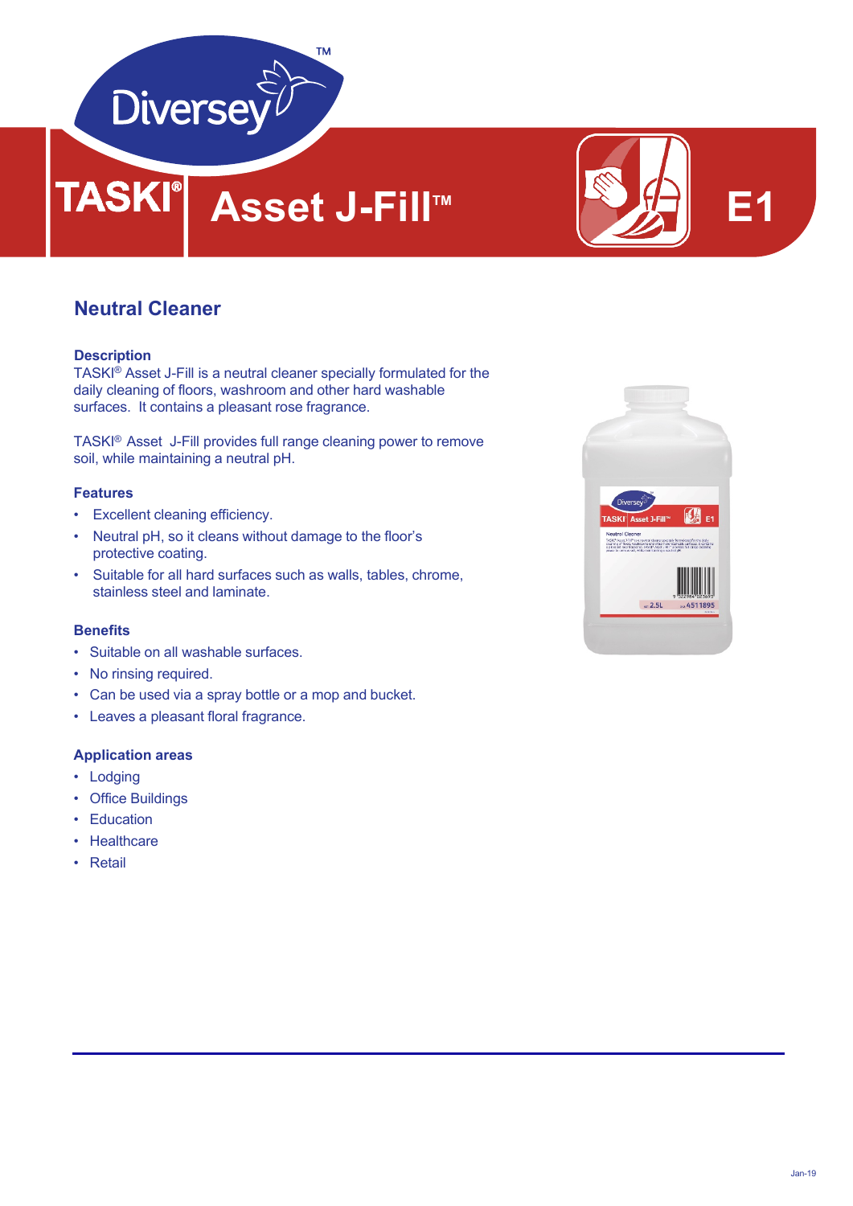Diversey™

TASKI® | Asset J-Fill™ | E1

## Neutral Cleaner

### Description

TASKI® Asset J-Fill is a neutral cleaner specially formulated for the daily cleaning of floors, washroom and other hard washable surfaces. It contains a pleasant rose fragrance.

TASKI® Asset J-Fill provides full range cleaning power to remove soil, while maintaining a neutral pH.

### Features

- Excellent cleaning efficiency.
- Neutral pH, so it cleans without damage to the floor's protective coating.
- Suitable for all hard surfaces such as walls, tables, chrome, stainless steel and laminate.

### Benefits

- Suitable on all washable surfaces.
- No rinsing required.
- Can be used via a spray bottle or a mop and bucket.
- Leaves a pleasant floral fragrance.

### Application areas

- Lodging
- Office Buildings
- Education
- Healthcare
- Retail

Jan-19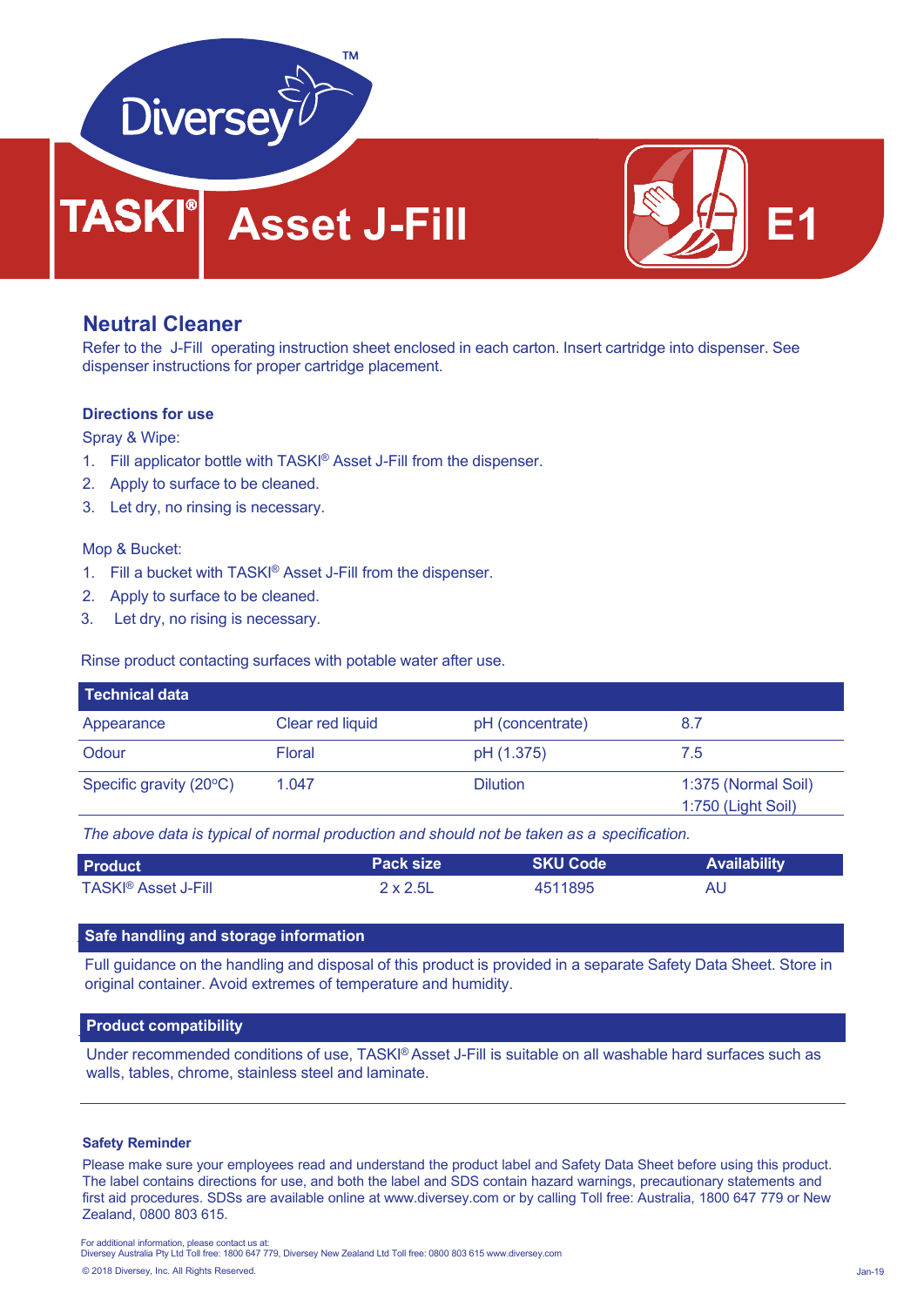# TASKI® Asset J-Fill

E1

## Neutral Cleaner

Refer to the J-Fill operating instruction sheet enclosed in each carton. Insert cartridge into dispenser. See dispenser instructions for proper cartridge placement.

### Directions for use

Spray & Wipe:

1. Fill applicator bottle with TASKI® Asset J-Fill from the dispenser.
2. Apply to surface to be cleaned.
3. Let dry, no rinsing is necessary.

Mop & Bucket:

1. Fill a bucket with TASKI® Asset J-Fill from the dispenser.
2. Apply to surface to be cleaned.
3. Let dry, no rising is necessary.

Rinse product contacting surfaces with potable water after use.

| Technical data | | | |
|---|---|---|---|
| Appearance | Clear red liquid | pH (concentrate) | 8.7 |
| Odour | Floral | pH (1.375) | 7.5 |
| Specific gravity (20°C) | 1.047 | Dilution | 1:375 (Normal Soil)<br>1:750 (Light Soil) |

*The above data is typical of normal production and should not be taken as a specification.*

| Product | Pack size | SKU Code | Availability |
|---|---|---|---|
| TASKI® Asset J-Fill | 2 x 2.5L | 4511895 | AU |

### Safe handling and storage information

Full guidance on the handling and disposal of this product is provided in a separate Safety Data Sheet. Store in original container. Avoid extremes of temperature and humidity.

### Product compatibility

Under recommended conditions of use, TASKI® Asset J-Fill is suitable on all washable hard surfaces such as walls, tables, chrome, stainless steel and laminate.

**Safety Reminder**

Please make sure your employees read and understand the product label and Safety Data Sheet before using this product. The label contains directions for use, and both the label and SDS contain hazard warnings, precautionary statements and first aid procedures. SDSs are available online at www.diversey.com or by calling Toll free: Australia, 1800 647 779 or New Zealand, 0800 803 615.

For additional information, please contact us at:
Diversey Australia Pty Ltd Toll free: 1800 647 779, Diversey New Zealand Ltd Toll free: 0800 803 615 www.diversey.com

© 2018 Diversey, Inc. All Rights Reserved.

Jan-19